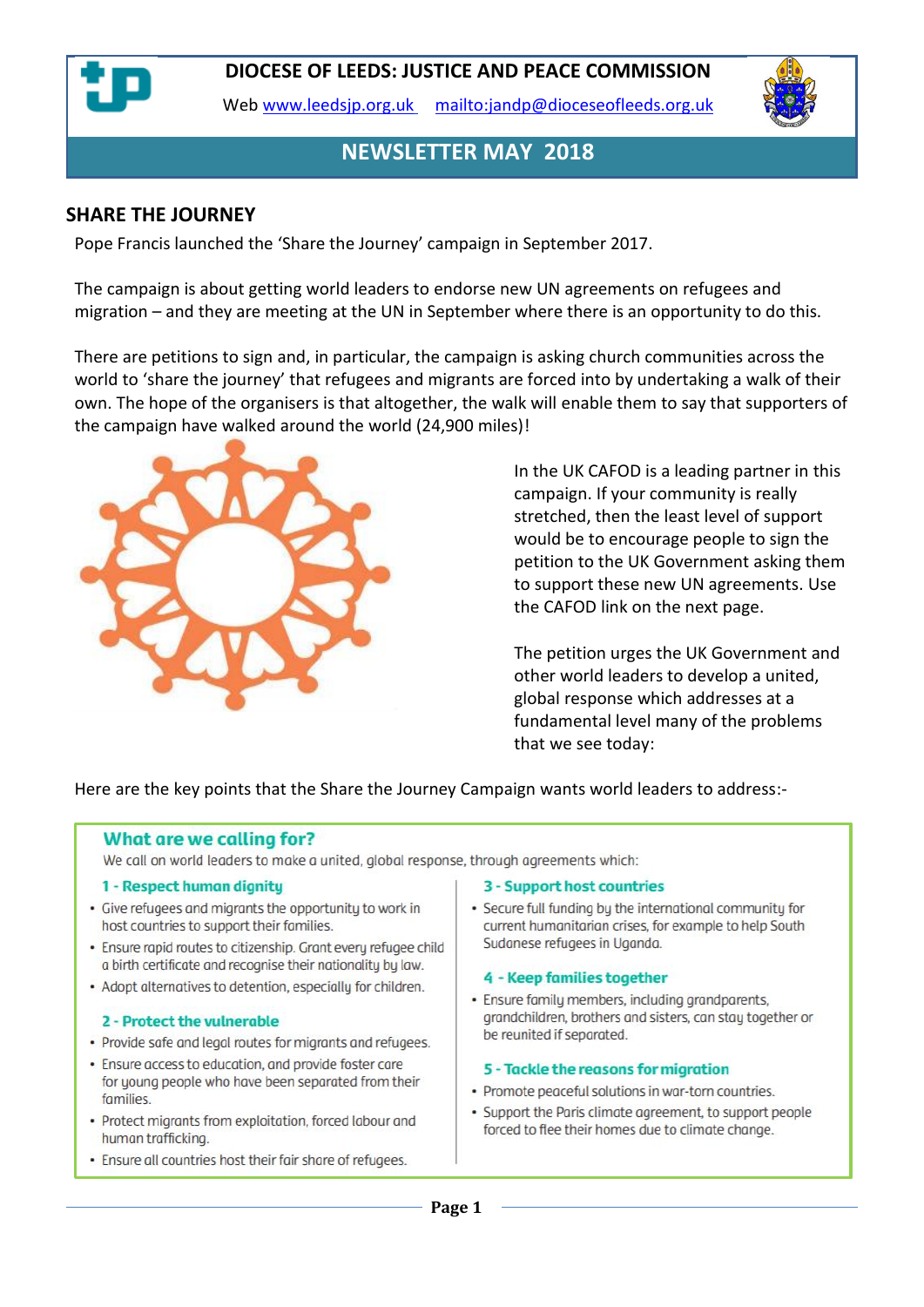# DIOCESE OF LEEDS: JUSTICE AND PEACE COMMISSION

Web www.leedsjp.org.uk mailto:jandp@dioceseofleeds.org.uk

## NEWSLETTER MAY 2018

## SHARE THE JOURNEY

Pope Francis launched the 'Share the Journey' campaign in September 2017.

The campaign is about getting world leaders to endorse new UN agreements on refugees and migration – and they are meeting at the UN in September where there is an opportunity to do this.

There are petitions to sign and, in particular, the campaign is asking church communities across the world to 'share the journey' that refugees and migrants are forced into by undertaking a walk of their own. The hope of the organisers is that altogether, the walk will enable them to say that supporters of the campaign have walked around the world (24,900 miles)!

In the UK CAFOD is a leading partner in this campaign. If your community is really stretched, then the least level of support would be to encourage people to sign the petition to the UK Government asking them to support these new UN agreements. Use the CAFOD link on the next page.

The petition urges the UK Government and other world leaders to develop a united, global response which addresses at a fundamental level many of the problems that we see today:

Here are the key points that the Share the Journey Campaign wants world leaders to address:-

### What are we calling for?

We call on world leaders to make a united, global response, through agreements which:

**1 - Respect human dignity**

- Give refugees and migrants the opportunity to work in host countries to support their families.
- Ensure rapid routes to citizenship. Grant every refugee child a birth certificate and recognise their nationality by law.
- Adopt alternatives to detention, especially for children.

**2 - Protect the vulnerable**

- Provide safe and legal routes for migrants and refugees.
- Ensure access to education, and provide foster care for young people who have been separated from their families.
- Protect migrants from exploitation, forced labour and human trafficking.
- Ensure all countries host their fair share of refugees.

**3 - Support host countries**

- Secure full funding by the international community for current humanitarian crises, for example to help South Sudanese refugees in Uganda.

**4 - Keep families together**

- Ensure family members, including grandparents, grandchildren, brothers and sisters, can stay together or be reunited if separated.

**5 - Tackle the reasons for migration**

- Promote peaceful solutions in war-torn countries.
- Support the Paris climate agreement, to support people forced to flee their homes due to climate change.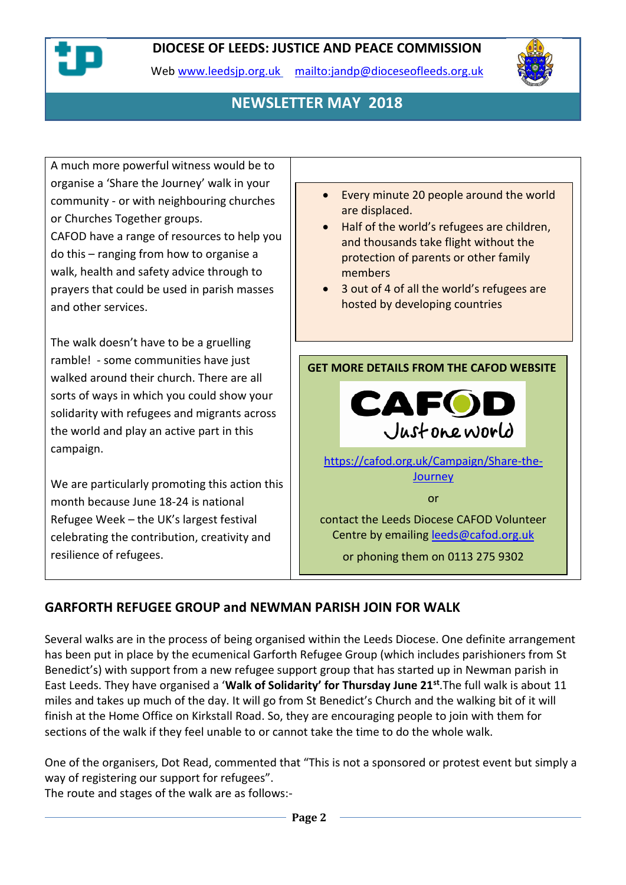# DIOCESE OF LEEDS: JUSTICE AND PEACE COMMISSION

Web www.leedsjp.org.uk mailto:jandp@dioceseofleeds.org.uk

## NEWSLETTER MAY 2018

A much more powerful witness would be to organise a 'Share the Journey' walk in your community - or with neighbouring churches or Churches Together groups.
CAFOD have a range of resources to help you do this – ranging from how to organise a walk, health and safety advice through to prayers that could be used in parish masses and other services.

The walk doesn't have to be a gruelling ramble! - some communities have just walked around their church. There are all sorts of ways in which you could show your solidarity with refugees and migrants across the world and play an active part in this campaign.

We are particularly promoting this action this month because June 18-24 is national Refugee Week – the UK's largest festival celebrating the contribution, creativity and resilience of refugees.

- Every minute 20 people around the world are displaced.
- Half of the world's refugees are children, and thousands take flight without the protection of parents or other family members
- 3 out of 4 of all the world's refugees are hosted by developing countries

**GET MORE DETAILS FROM THE CAFOD WEBSITE**

CAFOD Just one world

https://cafod.org.uk/Campaign/Share-the-Journey

or

contact the Leeds Diocese CAFOD Volunteer Centre by emailing leeds@cafod.org.uk

or phoning them on 0113 275 9302

## GARFORTH REFUGEE GROUP and NEWMAN PARISH JOIN FOR WALK

Several walks are in the process of being organised within the Leeds Diocese. One definite arrangement has been put in place by the ecumenical Garforth Refugee Group (which includes parishioners from St Benedict's) with support from a new refugee support group that has started up in Newman parish in East Leeds. They have organised a '**Walk of Solidarity' for Thursday June 21st**.The full walk is about 11 miles and takes up much of the day. It will go from St Benedict's Church and the walking bit of it will finish at the Home Office on Kirkstall Road. So, they are encouraging people to join with them for sections of the walk if they feel unable to or cannot take the time to do the whole walk.

One of the organisers, Dot Read, commented that "This is not a sponsored or protest event but simply a way of registering our support for refugees".
The route and stages of the walk are as follows:-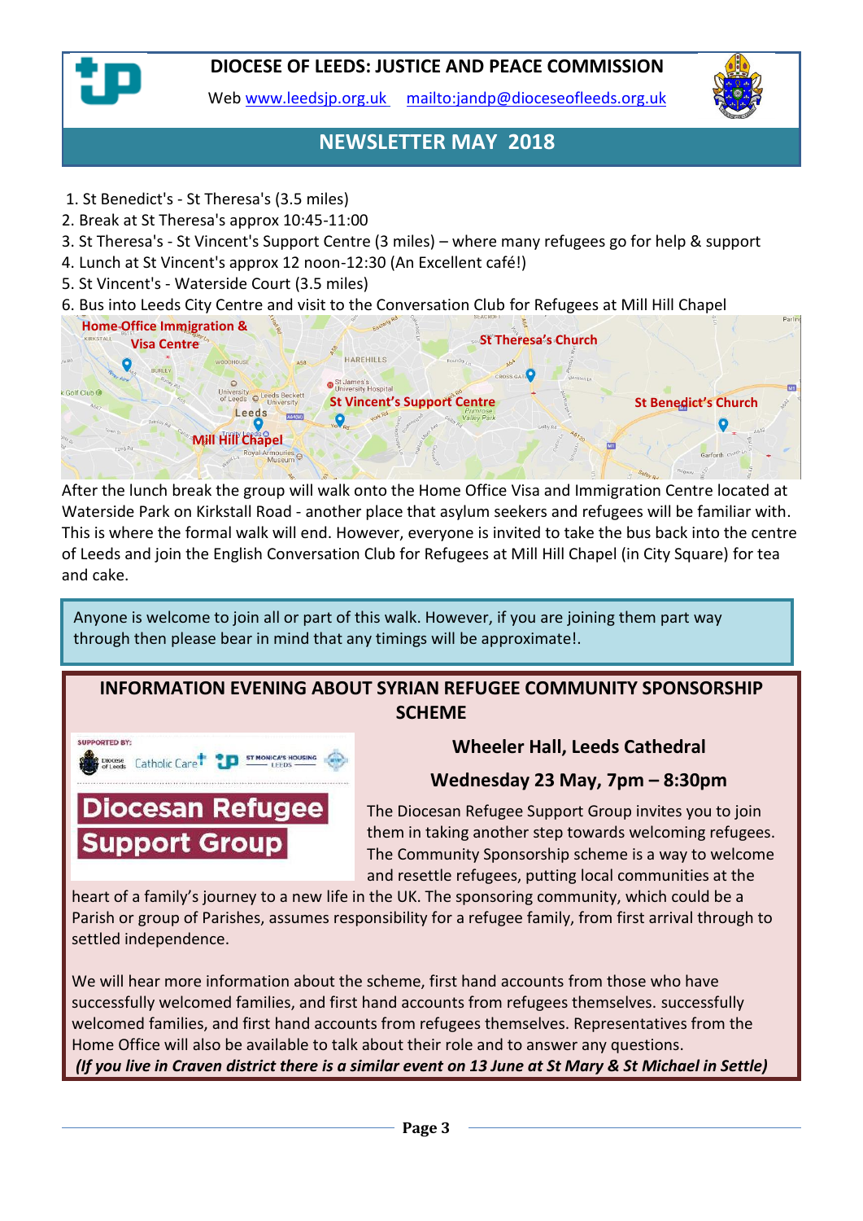# DIOCESE OF LEEDS: JUSTICE AND PEACE COMMISSION

Web www.leedsjp.org.uk mailto:jandp@dioceseofleeds.org.uk

## NEWSLETTER MAY 2018

1. St Benedict's - St Theresa's (3.5 miles)
2. Break at St Theresa's approx 10:45-11:00
3. St Theresa's - St Vincent's Support Centre (3 miles) – where many refugees go for help & support
4. Lunch at St Vincent's approx 12 noon-12:30 (An Excellent café!)
5. St Vincent's - Waterside Court (3.5 miles)
6. Bus into Leeds City Centre and visit to the Conversation Club for Refugees at Mill Hill Chapel

Home Office Immigration & Visa Centre — St Theresa's Church — St Vincent's Support Centre — St Benedict's Church — Mill Hill Chapel

After the lunch break the group will walk onto the Home Office Visa and Immigration Centre located at Waterside Park on Kirkstall Road - another place that asylum seekers and refugees will be familiar with. This is where the formal walk will end. However, everyone is invited to take the bus back into the centre of Leeds and join the English Conversation Club for Refugees at Mill Hill Chapel (in City Square) for tea and cake.

Anyone is welcome to join all or part of this walk. However, if you are joining them part way through then please bear in mind that any timings will be approximate!.

## INFORMATION EVENING ABOUT SYRIAN REFUGEE COMMUNITY SPONSORSHIP SCHEME

SUPPORTED BY: Diocese of Leeds, Catholic Care, JP, St Monica's Housing Leeds

**Diocesan Refugee Support Group**

### Wheeler Hall, Leeds Cathedral

### Wednesday 23 May, 7pm – 8:30pm

The Diocesan Refugee Support Group invites you to join them in taking another step towards welcoming refugees. The Community Sponsorship scheme is a way to welcome and resettle refugees, putting local communities at the heart of a family's journey to a new life in the UK. The sponsoring community, which could be a Parish or group of Parishes, assumes responsibility for a refugee family, from first arrival through to settled independence.

We will hear more information about the scheme, first hand accounts from those who have successfully welcomed families, and first hand accounts from refugees themselves. successfully welcomed families, and first hand accounts from refugees themselves. Representatives from the Home Office will also be available to talk about their role and to answer any questions.

***(If you live in Craven district there is a similar event on 13 June at St Mary & St Michael in Settle)***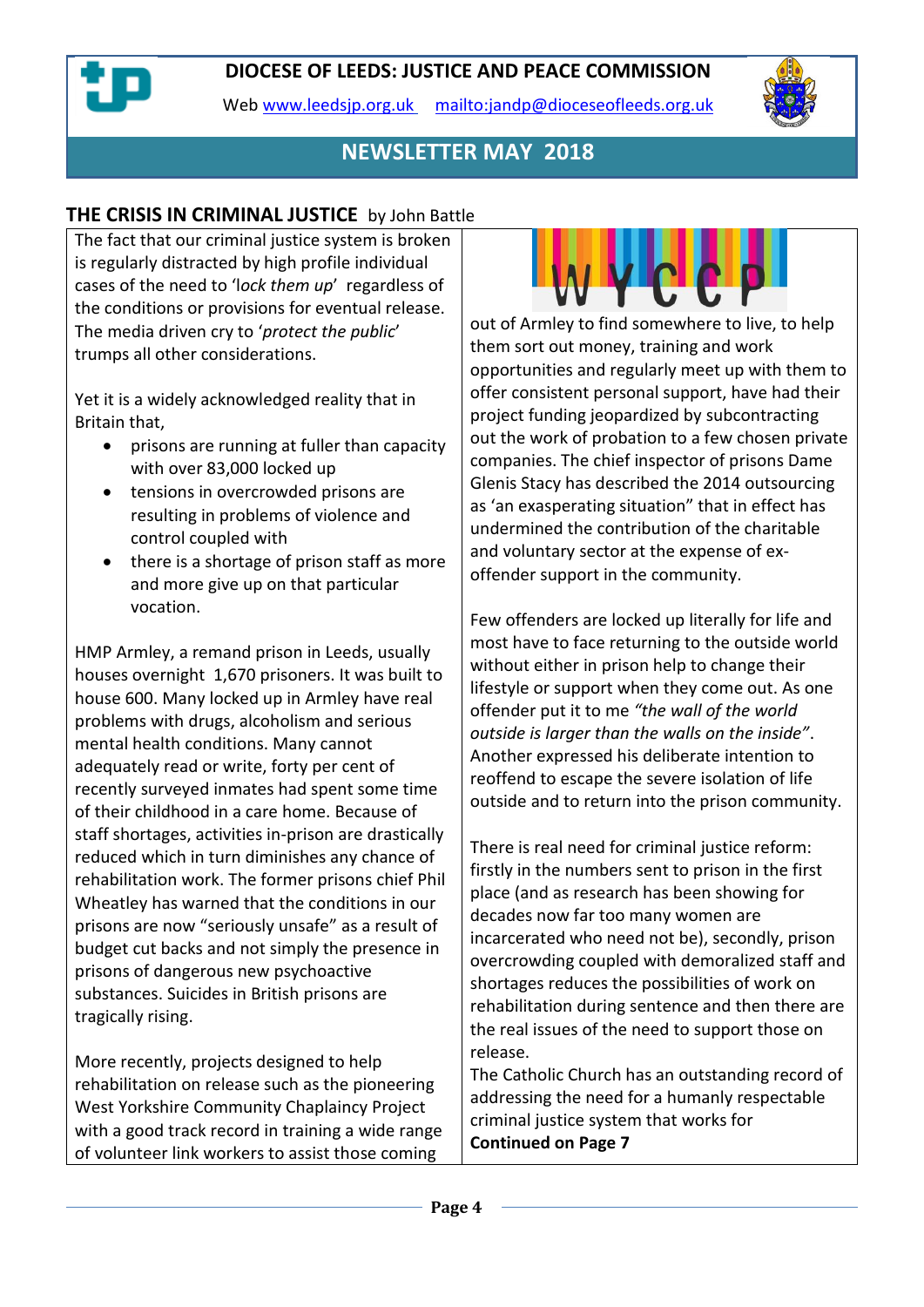# DIOCESE OF LEEDS: JUSTICE AND PEACE COMMISSION

Web www.leedsjp.org.uk mailto:jandp@dioceseofleeds.org.uk

## NEWSLETTER MAY 2018

### THE CRISIS IN CRIMINAL JUSTICE by John Battle

The fact that our criminal justice system is broken is regularly distracted by high profile individual cases of the need to '*lock them up*' regardless of the conditions or provisions for eventual release. The media driven cry to '*protect the public*' trumps all other considerations.

Yet it is a widely acknowledged reality that in Britain that,

- prisons are running at fuller than capacity with over 83,000 locked up
- tensions in overcrowded prisons are resulting in problems of violence and control coupled with
- there is a shortage of prison staff as more and more give up on that particular vocation.

HMP Armley, a remand prison in Leeds, usually houses overnight 1,670 prisoners. It was built to house 600. Many locked up in Armley have real problems with drugs, alcoholism and serious mental health conditions. Many cannot adequately read or write, forty per cent of recently surveyed inmates had spent some time of their childhood in a care home. Because of staff shortages, activities in-prison are drastically reduced which in turn diminishes any chance of rehabilitation work. The former prisons chief Phil Wheatley has warned that the conditions in our prisons are now "seriously unsafe" as a result of budget cut backs and not simply the presence in prisons of dangerous new psychoactive substances. Suicides in British prisons are tragically rising.

More recently, projects designed to help rehabilitation on release such as the pioneering West Yorkshire Community Chaplaincy Project with a good track record in training a wide range of volunteer link workers to assist those coming

WYCCP

out of Armley to find somewhere to live, to help them sort out money, training and work opportunities and regularly meet up with them to offer consistent personal support, have had their project funding jeopardized by subcontracting out the work of probation to a few chosen private companies. The chief inspector of prisons Dame Glenis Stacy has described the 2014 outsourcing as 'an exasperating situation" that in effect has undermined the contribution of the charitable and voluntary sector at the expense of ex-offender support in the community.

Few offenders are locked up literally for life and most have to face returning to the outside world without either in prison help to change their lifestyle or support when they come out. As one offender put it to me *"the wall of the world outside is larger than the walls on the inside"*. Another expressed his deliberate intention to reoffend to escape the severe isolation of life outside and to return into the prison community.

There is real need for criminal justice reform: firstly in the numbers sent to prison in the first place (and as research has been showing for decades now far too many women are incarcerated who need not be), secondly, prison overcrowding coupled with demoralized staff and shortages reduces the possibilities of work on rehabilitation during sentence and then there are the real issues of the need to support those on release.

The Catholic Church has an outstanding record of addressing the need for a humanly respectable criminal justice system that works for

**Continued on Page 7**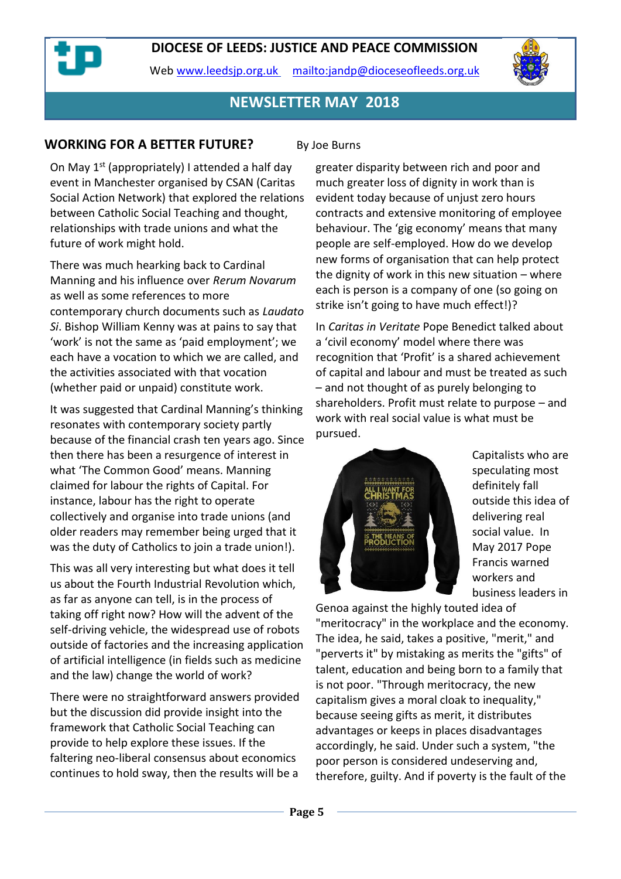# DIOCESE OF LEEDS: JUSTICE AND PEACE COMMISSION

Web www.leedsjp.org.uk mailto:jandp@dioceseofleeds.org.uk

## NEWSLETTER MAY 2018

## WORKING FOR A BETTER FUTURE?

By Joe Burns

On May 1st (appropriately) I attended a half day event in Manchester organised by CSAN (Caritas Social Action Network) that explored the relations between Catholic Social Teaching and thought, relationships with trade unions and what the future of work might hold.

There was much hearking back to Cardinal Manning and his influence over *Rerum Novarum* as well as some references to more contemporary church documents such as *Laudato Si*. Bishop William Kenny was at pains to say that 'work' is not the same as 'paid employment'; we each have a vocation to which we are called, and the activities associated with that vocation (whether paid or unpaid) constitute work.

It was suggested that Cardinal Manning's thinking resonates with contemporary society partly because of the financial crash ten years ago. Since then there has been a resurgence of interest in what 'The Common Good' means. Manning claimed for labour the rights of Capital. For instance, labour has the right to operate collectively and organise into trade unions (and older readers may remember being urged that it was the duty of Catholics to join a trade union!).

This was all very interesting but what does it tell us about the Fourth Industrial Revolution which, as far as anyone can tell, is in the process of taking off right now? How will the advent of the self-driving vehicle, the widespread use of robots outside of factories and the increasing application of artificial intelligence (in fields such as medicine and the law) change the world of work?

There were no straightforward answers provided but the discussion did provide insight into the framework that Catholic Social Teaching can provide to help explore these issues. If the faltering neo-liberal consensus about economics continues to hold sway, then the results will be a greater disparity between rich and poor and much greater loss of dignity in work than is evident today because of unjust zero hours contracts and extensive monitoring of employee behaviour. The 'gig economy' means that many people are self-employed. How do we develop new forms of organisation that can help protect the dignity of work in this new situation – where each is person is a company of one (so going on strike isn't going to have much effect!)?

In *Caritas in Veritate* Pope Benedict talked about a 'civil economy' model where there was recognition that 'Profit' is a shared achievement of capital and labour and must be treated as such – and not thought of as purely belonging to shareholders. Profit must relate to purpose – and work with real social value is what must be pursued.

Capitalists who are speculating most definitely fall outside this idea of delivering real social value. In May 2017 Pope Francis warned workers and business leaders in Genoa against the highly touted idea of "meritocracy" in the workplace and the economy. The idea, he said, takes a positive, "merit," and "perverts it" by mistaking as merits the "gifts" of talent, education and being born to a family that is not poor. "Through meritocracy, the new capitalism gives a moral cloak to inequality," because seeing gifts as merit, it distributes advantages or keeps in places disadvantages accordingly, he said. Under such a system, "the poor person is considered undeserving and, therefore, guilty. And if poverty is the fault of the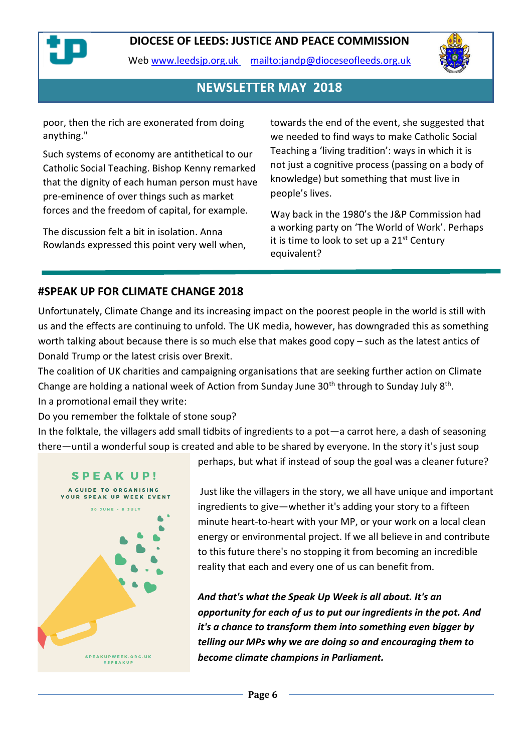poor, then the rich are exonerated from doing anything."

Such systems of economy are antithetical to our Catholic Social Teaching. Bishop Kenny remarked that the dignity of each human person must have pre-eminence of over things such as market forces and the freedom of capital, for example.

The discussion felt a bit in isolation. Anna Rowlands expressed this point very well when, towards the end of the event, she suggested that we needed to find ways to make Catholic Social Teaching a 'living tradition': ways in which it is not just a cognitive process (passing on a body of knowledge) but something that must live in people's lives.

Way back in the 1980's the J&P Commission had a working party on 'The World of Work'. Perhaps it is time to look to set up a 21st Century equivalent?

## #SPEAK UP FOR CLIMATE CHANGE 2018

Unfortunately, Climate Change and its increasing impact on the poorest people in the world is still with us and the effects are continuing to unfold. The UK media, however, has downgraded this as something worth talking about because there is so much else that makes good copy – such as the latest antics of Donald Trump or the latest crisis over Brexit.

The coalition of UK charities and campaigning organisations that are seeking further action on Climate Change are holding a national week of Action from Sunday June 30th through to Sunday July 8th.

In a promotional email they write:

Do you remember the folktale of stone soup?

In the folktale, the villagers add small tidbits of ingredients to a pot—a carrot here, a dash of seasoning there—until a wonderful soup is created and able to be shared by everyone. In the story it's just soup perhaps, but what if instead of soup the goal was a cleaner future?

Just like the villagers in the story, we all have unique and important ingredients to give—whether it's adding your story to a fifteen minute heart-to-heart with your MP, or your work on a local clean energy or environmental project. If we all believe in and contribute to this future there's no stopping it from becoming an incredible reality that each and every one of us can benefit from.

***And that's what the Speak Up Week is all about. It's an opportunity for each of us to put our ingredients in the pot. And it's a chance to transform them into something even bigger by telling our MPs why we are doing so and encouraging them to become climate champions in Parliament.***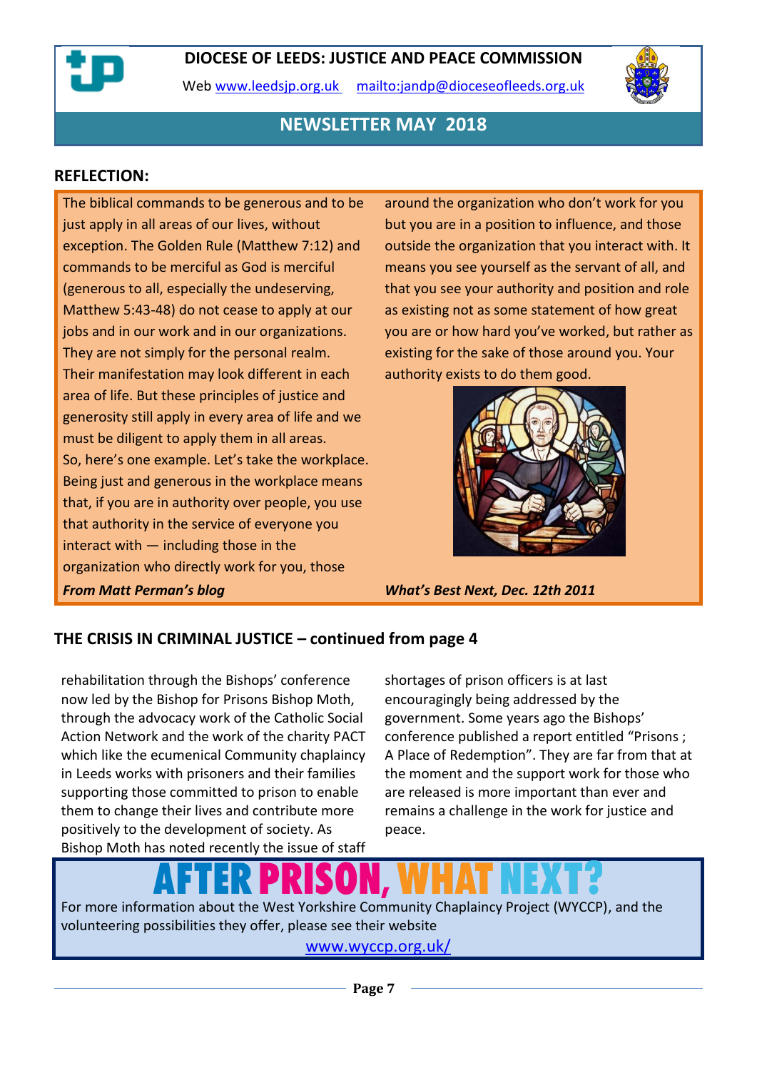# DIOCESE OF LEEDS: JUSTICE AND PEACE COMMISSION

Web www.leedsjp.org.uk mailto:jandp@dioceseofleeds.org.uk

## NEWSLETTER MAY 2018

### REFLECTION:

The biblical commands to be generous and to be just apply in all areas of our lives, without exception. The Golden Rule (Matthew 7:12) and commands to be merciful as God is merciful (generous to all, especially the undeserving, Matthew 5:43-48) do not cease to apply at our jobs and in our work and in our organizations. They are not simply for the personal realm. Their manifestation may look different in each area of life. But these principles of justice and generosity still apply in every area of life and we must be diligent to apply them in all areas.
So, here's one example. Let's take the workplace. Being just and generous in the workplace means that, if you are in authority over people, you use that authority in the service of everyone you interact with — including those in the organization who directly work for you, those around the organization who don't work for you but you are in a position to influence, and those outside the organization that you interact with. It means you see yourself as the servant of all, and that you see your authority and position and role as existing not as some statement of how great you are or how hard you've worked, but rather as existing for the sake of those around you. Your authority exists to do them good.

***From Matt Perman's blog What's Best Next, Dec. 12th 2011***

### THE CRISIS IN CRIMINAL JUSTICE – continued from page 4

rehabilitation through the Bishops' conference now led by the Bishop for Prisons Bishop Moth, through the advocacy work of the Catholic Social Action Network and the work of the charity PACT which like the ecumenical Community chaplaincy in Leeds works with prisoners and their families supporting those committed to prison to enable them to change their lives and contribute more positively to the development of society. As Bishop Moth has noted recently the issue of staff shortages of prison officers is at last encouragingly being addressed by the government. Some years ago the Bishops' conference published a report entitled "Prisons ; A Place of Redemption". They are far from that at the moment and the support work for those who are released is more important than ever and remains a challenge in the work for justice and peace.

## AFTER PRISON, WHAT NEXT?

For more information about the West Yorkshire Community Chaplaincy Project (WYCCP), and the volunteering possibilities they offer, please see their website

www.wyccp.org.uk/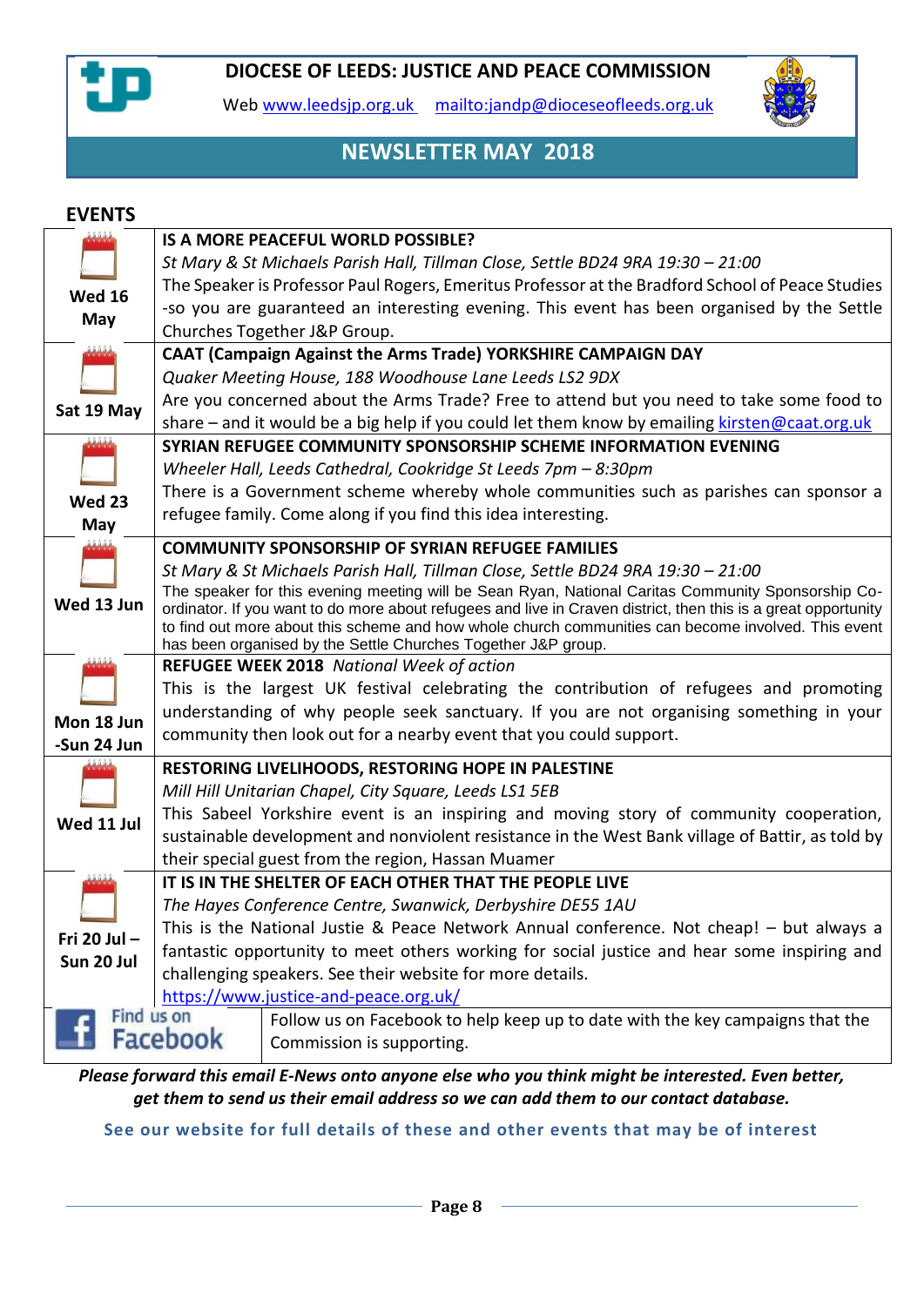# DIOCESE OF LEEDS: JUSTICE AND PEACE COMMISSION

Web www.leedsjp.org.uk mailto:jandp@dioceseofleeds.org.uk

## NEWSLETTER MAY 2018

## EVENTS

| | |
|---|---|
| **Wed 16 May** | **IS A MORE PEACEFUL WORLD POSSIBLE?**<br>*St Mary & St Michaels Parish Hall, Tillman Close, Settle BD24 9RA 19:30 – 21:00*<br>The Speaker is Professor Paul Rogers, Emeritus Professor at the Bradford School of Peace Studies -so you are guaranteed an interesting evening. This event has been organised by the Settle Churches Together J&P Group. |
| **Sat 19 May** | **CAAT (Campaign Against the Arms Trade) YORKSHIRE CAMPAIGN DAY**<br>*Quaker Meeting House, 188 Woodhouse Lane Leeds LS2 9DX*<br>Are you concerned about the Arms Trade? Free to attend but you need to take some food to share – and it would be a big help if you could let them know by emailing kirsten@caat.org.uk |
| **Wed 23 May** | **SYRIAN REFUGEE COMMUNITY SPONSORSHIP SCHEME INFORMATION EVENING**<br>*Wheeler Hall, Leeds Cathedral, Cookridge St Leeds 7pm – 8:30pm*<br>There is a Government scheme whereby whole communities such as parishes can sponsor a refugee family. Come along if you find this idea interesting. |
| **Wed 13 Jun** | **COMMUNITY SPONSORSHIP OF SYRIAN REFUGEE FAMILIES**<br>*St Mary & St Michaels Parish Hall, Tillman Close, Settle BD24 9RA 19:30 – 21:00*<br>The speaker for this evening meeting will be Sean Ryan, National Caritas Community Sponsorship Co-ordinator. If you want to do more about refugees and live in Craven district, then this is a great opportunity to find out more about this scheme and how whole church communities can become involved. This event has been organised by the Settle Churches Together J&P group. |
| **Mon 18 Jun -Sun 24 Jun** | **REFUGEE WEEK 2018** *National Week of action*<br>This is the largest UK festival celebrating the contribution of refugees and promoting understanding of why people seek sanctuary. If you are not organising something in your community then look out for a nearby event that you could support. |
| **Wed 11 Jul** | **RESTORING LIVELIHOODS, RESTORING HOPE IN PALESTINE**<br>*Mill Hill Unitarian Chapel, City Square, Leeds LS1 5EB*<br>This Sabeel Yorkshire event is an inspiring and moving story of community cooperation, sustainable development and nonviolent resistance in the West Bank village of Battir, as told by their special guest from the region, Hassan Muamer |
| **Fri 20 Jul – Sun 20 Jul** | **IT IS IN THE SHELTER OF EACH OTHER THAT THE PEOPLE LIVE**<br>*The Hayes Conference Centre, Swanwick, Derbyshire DE55 1AU*<br>This is the National Justie & Peace Network Annual conference. Not cheap! – but always a fantastic opportunity to meet others working for social justice and hear some inspiring and challenging speakers. See their website for more details.<br>https://www.justice-and-peace.org.uk/ |
| Find us on Facebook | Follow us on Facebook to help keep up to date with the key campaigns that the Commission is supporting. |

***Please forward this email E-News onto anyone else who you think might be interested. Even better, get them to send us their email address so we can add them to our contact database.***

See our website for full details of these and other events that may be of interest